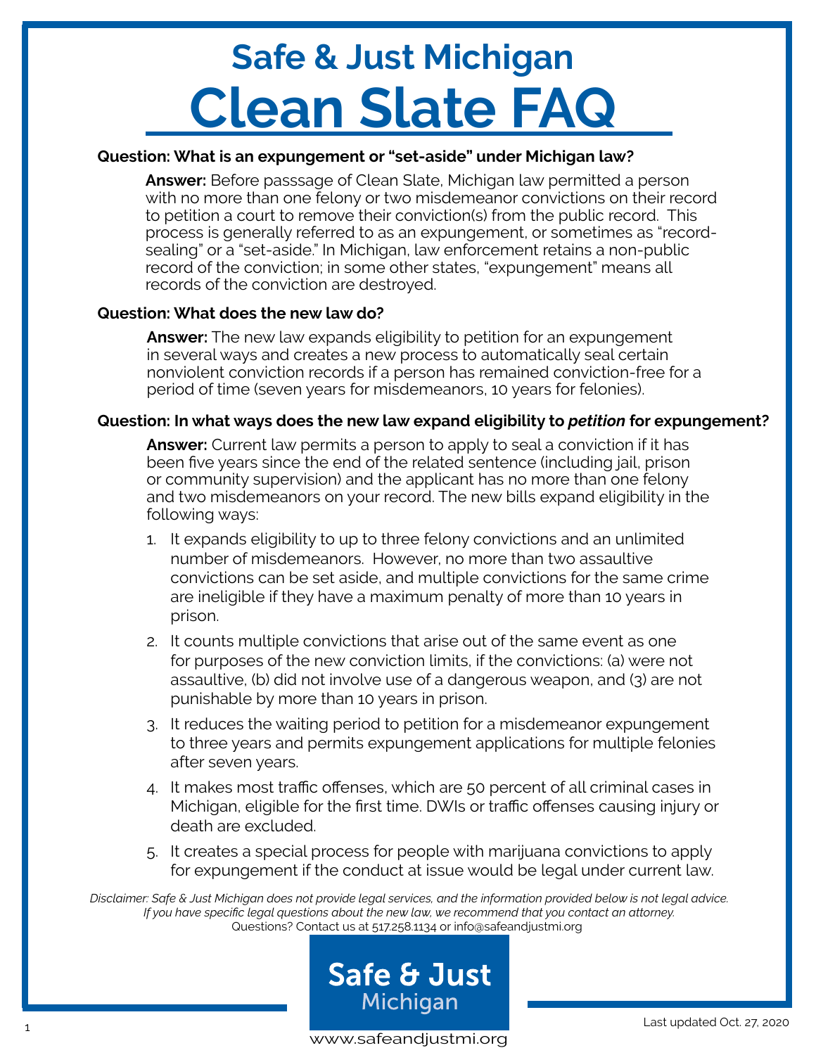# Safe & Just Michigan
# Clean Slate FAQ

**Question: What is an expungement or "set-aside" under Michigan law?**

**Answer:** Before passsage of Clean Slate, Michigan law permitted a person with no more than one felony or two misdemeanor convictions on their record to petition a court to remove their conviction(s) from the public record. This process is generally referred to as an expungement, or sometimes as "record-sealing" or a "set-aside." In Michigan, law enforcement retains a non-public record of the conviction; in some other states, "expungement" means all records of the conviction are destroyed.

**Question: What does the new law do?**

**Answer:** The new law expands eligibility to petition for an expungement in several ways and creates a new process to automatically seal certain nonviolent conviction records if a person has remained conviction-free for a period of time (seven years for misdemeanors, 10 years for felonies).

**Question: In what ways does the new law expand eligibility to *petition* for expungement?**

**Answer:** Current law permits a person to apply to seal a conviction if it has been five years since the end of the related sentence (including jail, prison or community supervision) and the applicant has no more than one felony and two misdemeanors on your record. The new bills expand eligibility in the following ways:

1. It expands eligibility to up to three felony convictions and an unlimited number of misdemeanors. However, no more than two assaultive convictions can be set aside, and multiple convictions for the same crime are ineligible if they have a maximum penalty of more than 10 years in prison.
2. It counts multiple convictions that arise out of the same event as one for purposes of the new conviction limits, if the convictions: (a) were not assaultive, (b) did not involve use of a dangerous weapon, and (3) are not punishable by more than 10 years in prison.
3. It reduces the waiting period to petition for a misdemeanor expungement to three years and permits expungement applications for multiple felonies after seven years.
4. It makes most traffic offenses, which are 50 percent of all criminal cases in Michigan, eligible for the first time. DWIs or traffic offenses causing injury or death are excluded.
5. It creates a special process for people with marijuana convictions to apply for expungement if the conduct at issue would be legal under current law.

*Disclaimer: Safe & Just Michigan does not provide legal services, and the information provided below is not legal advice. If you have specific legal questions about the new law, we recommend that you contact an attorney.*
Questions? Contact us at 517.258.1134 or info@safeandjustmi.org

Safe & Just Michigan
www.safeandjustmi.org

Last updated Oct. 27, 2020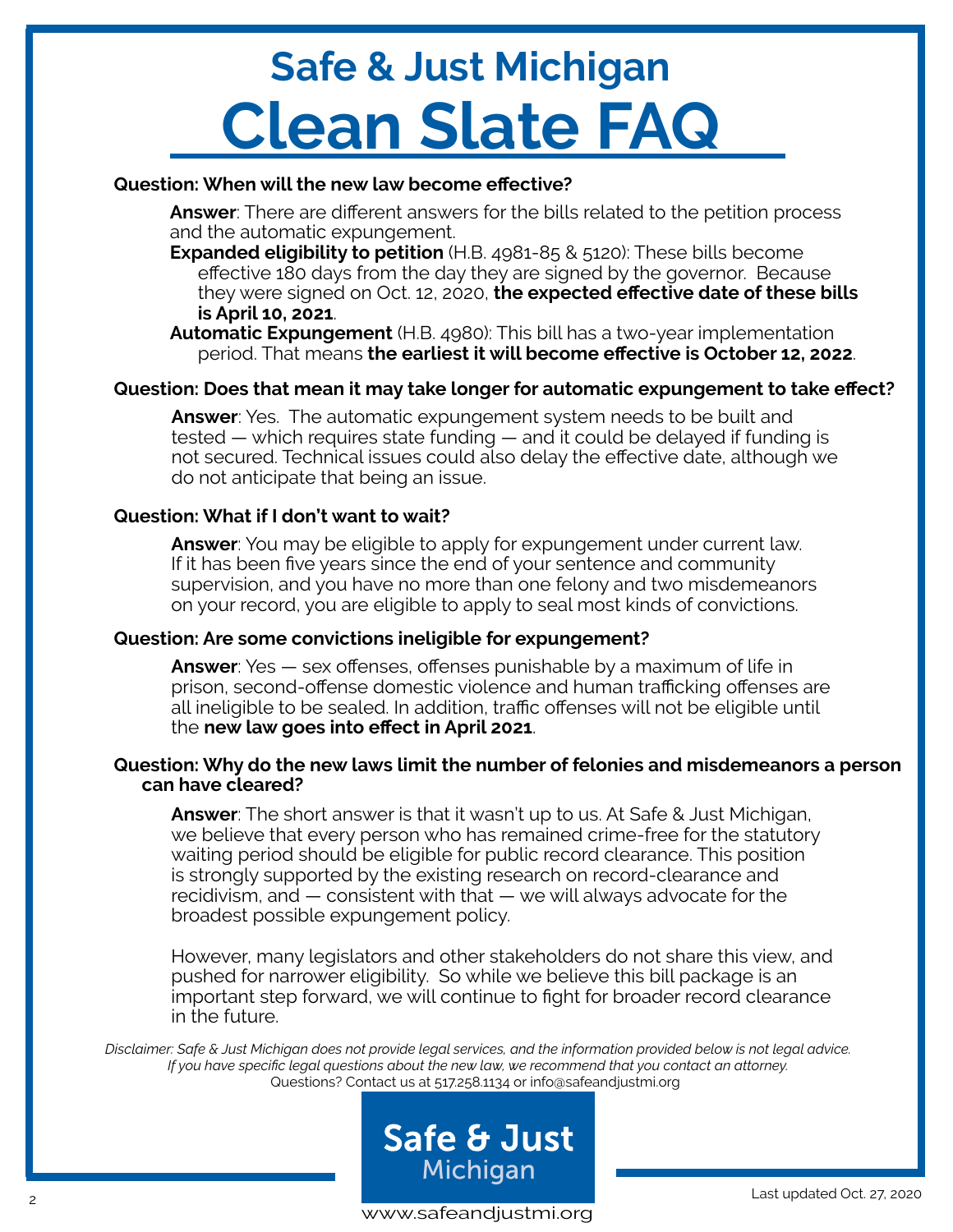# Safe & Just Michigan

# Clean Slate FAQ

**Question: When will the new law become effective?**

**Answer**: There are different answers for the bills related to the petition process and the automatic expungement.

**Expanded eligibility to petition** (H.B. 4981-85 & 5120): These bills become effective 180 days from the day they are signed by the governor. Because they were signed on Oct. 12, 2020, **the expected effective date of these bills is April 10, 2021**.

**Automatic Expungement** (H.B. 4980): This bill has a two-year implementation period. That means **the earliest it will become effective is October 12, 2022**.

**Question: Does that mean it may take longer for automatic expungement to take effect?**

**Answer**: Yes. The automatic expungement system needs to be built and tested — which requires state funding — and it could be delayed if funding is not secured. Technical issues could also delay the effective date, although we do not anticipate that being an issue.

**Question: What if I don't want to wait?**

**Answer**: You may be eligible to apply for expungement under current law. If it has been five years since the end of your sentence and community supervision, and you have no more than one felony and two misdemeanors on your record, you are eligible to apply to seal most kinds of convictions.

**Question: Are some convictions ineligible for expungement?**

**Answer**: Yes — sex offenses, offenses punishable by a maximum of life in prison, second-offense domestic violence and human trafficking offenses are all ineligible to be sealed. In addition, traffic offenses will not be eligible until the **new law goes into effect in April 2021**.

**Question: Why do the new laws limit the number of felonies and misdemeanors a person can have cleared?**

**Answer**: The short answer is that it wasn't up to us. At Safe & Just Michigan, we believe that every person who has remained crime-free for the statutory waiting period should be eligible for public record clearance. This position is strongly supported by the existing research on record-clearance and recidivism, and — consistent with that — we will always advocate for the broadest possible expungement policy.

However, many legislators and other stakeholders do not share this view, and pushed for narrower eligibility. So while we believe this bill package is an important step forward, we will continue to fight for broader record clearance in the future.

*Disclaimer: Safe & Just Michigan does not provide legal services, and the information provided below is not legal advice. If you have specific legal questions about the new law, we recommend that you contact an attorney.*

Questions? Contact us at 517.258.1134 or info@safeandjustmi.org

Safe & Just Michigan

www.safeandjustmi.org

Last updated Oct. 27, 2020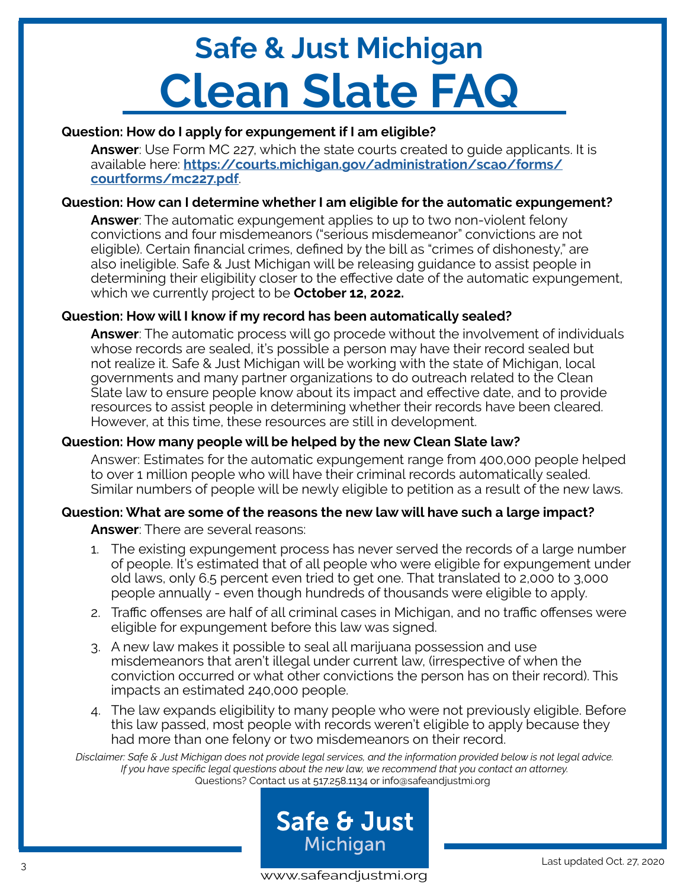# Safe & Just Michigan

# Clean Slate FAQ

**Question: How do I apply for expungement if I am eligible?**

**Answer**: Use Form MC 227, which the state courts created to guide applicants. It is available here: **https://courts.michigan.gov/administration/scao/forms/courtforms/mc227.pdf**.

**Question: How can I determine whether I am eligible for the automatic expungement?**

**Answer**: The automatic expungement applies to up to two non-violent felony convictions and four misdemeanors ("serious misdemeanor" convictions are not eligible). Certain financial crimes, defined by the bill as "crimes of dishonesty," are also ineligible. Safe & Just Michigan will be releasing guidance to assist people in determining their eligibility closer to the effective date of the automatic expungement, which we currently project to be **October 12, 2022.**

**Question: How will I know if my record has been automatically sealed?**

**Answer**: The automatic process will go procede without the involvement of individuals whose records are sealed, it's possible a person may have their record sealed but not realize it. Safe & Just Michigan will be working with the state of Michigan, local governments and many partner organizations to do outreach related to the Clean Slate law to ensure people know about its impact and effective date, and to provide resources to assist people in determining whether their records have been cleared. However, at this time, these resources are still in development.

**Question: How many people will be helped by the new Clean Slate law?**

Answer: Estimates for the automatic expungement range from 400,000 people helped to over 1 million people who will have their criminal records automatically sealed. Similar numbers of people will be newly eligible to petition as a result of the new laws.

**Question: What are some of the reasons the new law will have such a large impact?**

**Answer**: There are several reasons:

1. The existing expungement process has never served the records of a large number of people. It's estimated that of all people who were eligible for expungement under old laws, only 6.5 percent even tried to get one. That translated to 2,000 to 3,000 people annually - even though hundreds of thousands were eligible to apply.
2. Traffic offenses are half of all criminal cases in Michigan, and no traffic offenses were eligible for expungement before this law was signed.
3. A new law makes it possible to seal all marijuana possession and use misdemeanors that aren't illegal under current law, (irrespective of when the conviction occurred or what other convictions the person has on their record). This impacts an estimated 240,000 people.
4. The law expands eligibility to many people who were not previously eligible. Before this law passed, most people with records weren't eligible to apply because they had more than one felony or two misdemeanors on their record.

*Disclaimer: Safe & Just Michigan does not provide legal services, and the information provided below is not legal advice. If you have specific legal questions about the new law, we recommend that you contact an attorney.*

Questions? Contact us at 517.258.1134 or info@safeandjustmi.org

Safe & Just Michigan

www.safeandjustmi.org

Last updated Oct. 27, 2020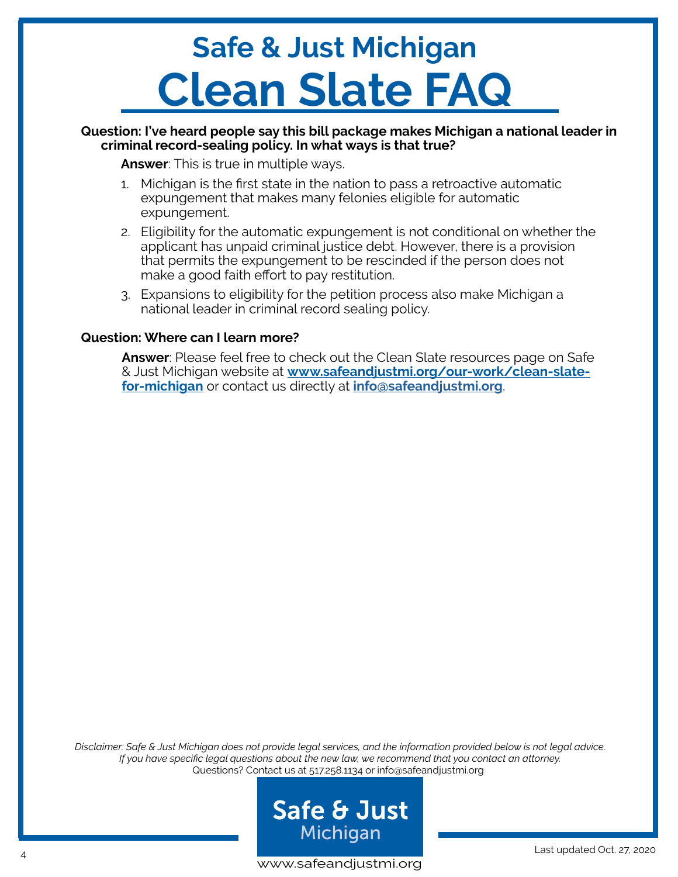# Safe & Just Michigan

# Clean Slate FAQ

**Question: I've heard people say this bill package makes Michigan a national leader in criminal record-sealing policy. In what ways is that true?**

**Answer**: This is true in multiple ways.

1. Michigan is the first state in the nation to pass a retroactive automatic expungement that makes many felonies eligible for automatic expungement.
2. Eligibility for the automatic expungement is not conditional on whether the applicant has unpaid criminal justice debt. However, there is a provision that permits the expungement to be rescinded if the person does not make a good faith effort to pay restitution.
3. Expansions to eligibility for the petition process also make Michigan a national leader in criminal record sealing policy.

**Question: Where can I learn more?**

**Answer**: Please feel free to check out the Clean Slate resources page on Safe & Just Michigan website at **www.safeandjustmi.org/our-work/clean-slate-for-michigan** or contact us directly at **info@safeandjustmi.org**.

*Disclaimer: Safe & Just Michigan does not provide legal services, and the information provided below is not legal advice. If you have specific legal questions about the new law, we recommend that you contact an attorney.*
Questions? Contact us at 517.258.1134 or info@safeandjustmi.org

Safe & Just Michigan

www.safeandjustmi.org

Last updated Oct. 27, 2020